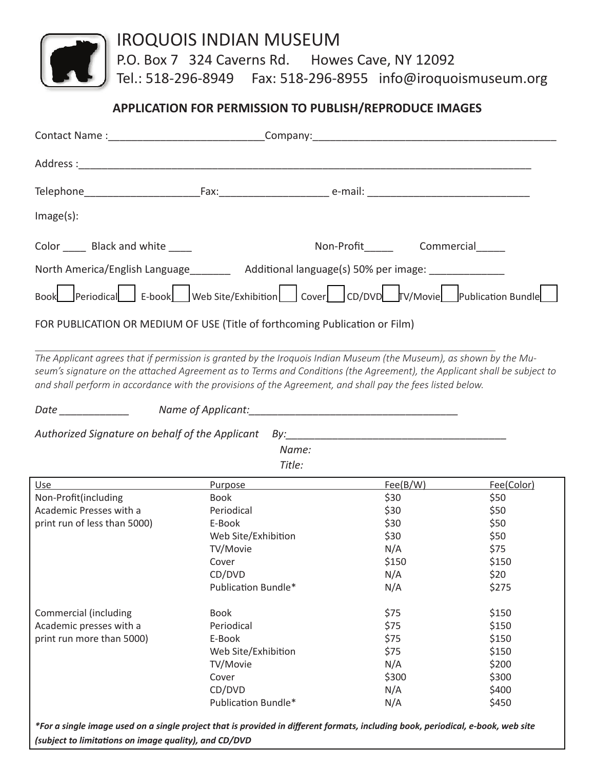# IROQUOIS INDIAN MUSEUM

P.O. Box 7 324 Caverns Rd. Howes Cave, NY 12092

Tel.: 518-296-8949 Fax: 518-296-8955 info@iroquoismuseum.org

## APPLICATION FOR PERMISSION TO PUBLISH/REPRODUCE IMAGES

Contact Name :__________________________ Company:__________________________________________

Address :_________________________________________________________________________________

Telephone____________________ Fax:__________________ e-mail: ____________________________

Image(s):

Color ____ Black and white ____ Non-Profit_____ Commercial_____

North America/English Language_______ Additional language(s) 50% per image: _____________

Book ☐ Periodical ☐ E-book ☐ Web Site/Exhibition ☐ Cover ☐ CD/DVD ☐ TV/Movie ☐ Publication Bundle ☐

FOR PUBLICATION OR MEDIUM OF USE (Title of forthcoming Publication or Film)

_________________________________________________________________________________

*The Applicant agrees that if permission is granted by the Iroquois Indian Museum (the Museum), as shown by the Museum's signature on the attached Agreement as to Terms and Conditions (the Agreement), the Applicant shall be subject to and shall perform in accordance with the provisions of the Agreement, and shall pay the fees listed below.*

*Date* ____________ *Name of Applicant:*____________________________________

*Authorized Signature on behalf of the Applicant By:*______________________________________

*Name:*

*Title:*

| Use | Purpose | Fee(B/W) | Fee(Color) |
|---|---|---|---|
| Non-Profit(including Academic Presses with a print run of less than 5000) | Book | $30 | $50 |
| | Periodical | $30 | $50 |
| | E-Book | $30 | $50 |
| | Web Site/Exhibition | $30 | $50 |
| | TV/Movie | N/A | $75 |
| | Cover | $150 | $150 |
| | CD/DVD | N/A | $20 |
| | Publication Bundle* | N/A | $275 |
| Commercial (including Academic presses with a print run more than 5000) | Book | $75 | $150 |
| | Periodical | $75 | $150 |
| | E-Book | $75 | $150 |
| | Web Site/Exhibition | $75 | $150 |
| | TV/Movie | N/A | $200 |
| | Cover | $300 | $300 |
| | CD/DVD | N/A | $400 |
| | Publication Bundle* | N/A | $450 |

***For a single image used on a single project that is provided in different formats, including book, periodical, e-book, web site (subject to limitations on image quality), and CD/DVD***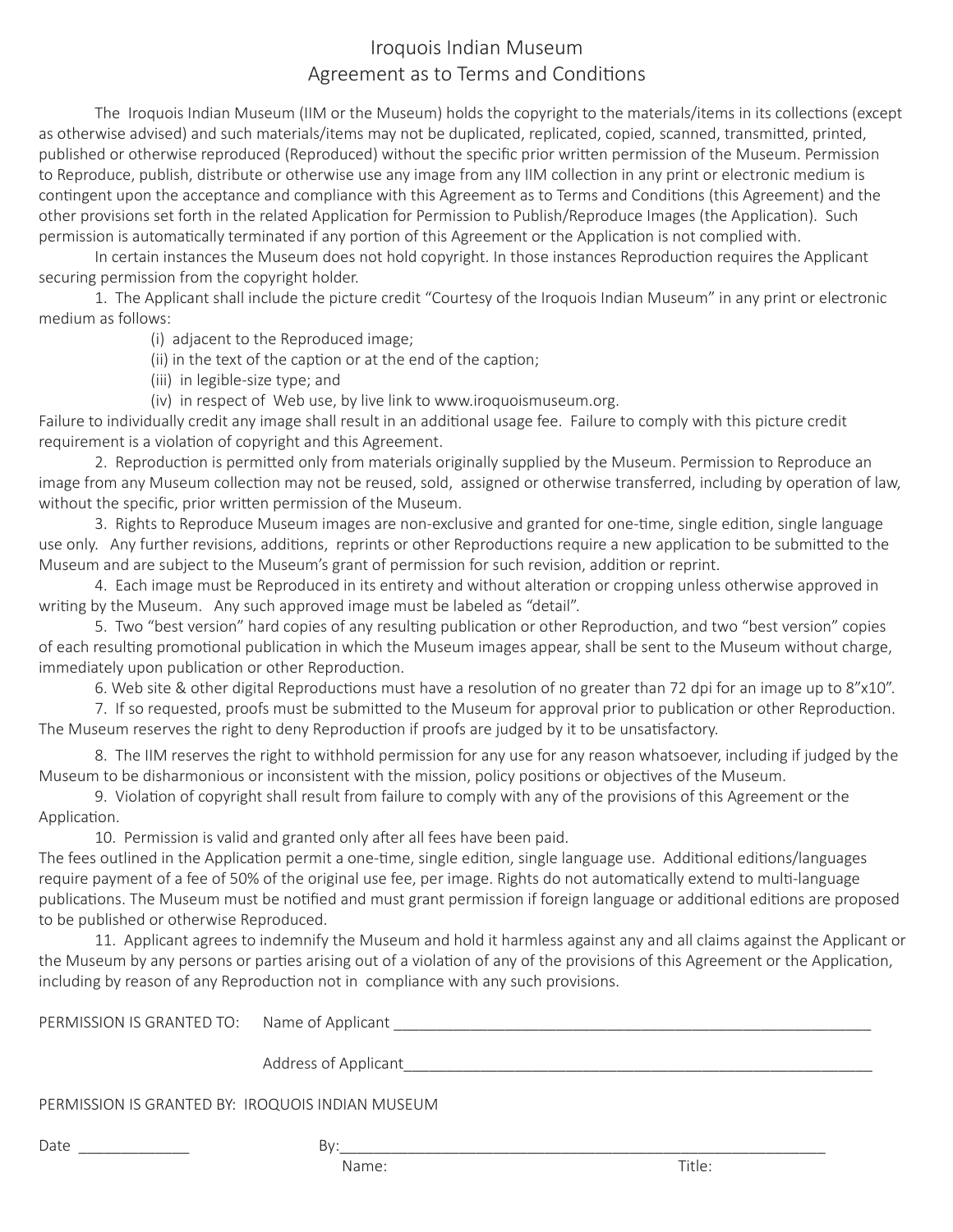# Iroquois Indian Museum
## Agreement as to Terms and Conditions

The Iroquois Indian Museum (IIM or the Museum) holds the copyright to the materials/items in its collections (except as otherwise advised) and such materials/items may not be duplicated, replicated, copied, scanned, transmitted, printed, published or otherwise reproduced (Reproduced) without the specific prior written permission of the Museum. Permission to Reproduce, publish, distribute or otherwise use any image from any IIM collection in any print or electronic medium is contingent upon the acceptance and compliance with this Agreement as to Terms and Conditions (this Agreement) and the other provisions set forth in the related Application for Permission to Publish/Reproduce Images (the Application). Such permission is automatically terminated if any portion of this Agreement or the Application is not complied with.

In certain instances the Museum does not hold copyright. In those instances Reproduction requires the Applicant securing permission from the copyright holder.

1. The Applicant shall include the picture credit "Courtesy of the Iroquois Indian Museum" in any print or electronic medium as follows:
   - (i) adjacent to the Reproduced image;
   - (ii) in the text of the caption or at the end of the caption;
   - (iii) in legible-size type; and
   - (iv) in respect of Web use, by live link to www.iroquoismuseum.org.

   Failure to individually credit any image shall result in an additional usage fee. Failure to comply with this picture credit requirement is a violation of copyright and this Agreement.

2. Reproduction is permitted only from materials originally supplied by the Museum. Permission to Reproduce an image from any Museum collection may not be reused, sold, assigned or otherwise transferred, including by operation of law, without the specific, prior written permission of the Museum.

3. Rights to Reproduce Museum images are non-exclusive and granted for one-time, single edition, single language use only. Any further revisions, additions, reprints or other Reproductions require a new application to be submitted to the Museum and are subject to the Museum's grant of permission for such revision, addition or reprint.

4. Each image must be Reproduced in its entirety and without alteration or cropping unless otherwise approved in writing by the Museum. Any such approved image must be labeled as "detail".

5. Two "best version" hard copies of any resulting publication or other Reproduction, and two "best version" copies of each resulting promotional publication in which the Museum images appear, shall be sent to the Museum without charge, immediately upon publication or other Reproduction.

6. Web site & other digital Reproductions must have a resolution of no greater than 72 dpi for an image up to 8"x10".

7. If so requested, proofs must be submitted to the Museum for approval prior to publication or other Reproduction. The Museum reserves the right to deny Reproduction if proofs are judged by it to be unsatisfactory.

8. The IIM reserves the right to withhold permission for any use for any reason whatsoever, including if judged by the Museum to be disharmonious or inconsistent with the mission, policy positions or objectives of the Museum.

9. Violation of copyright shall result from failure to comply with any of the provisions of this Agreement or the Application.

10. Permission is valid and granted only after all fees have been paid.

    The fees outlined in the Application permit a one-time, single edition, single language use. Additional editions/languages require payment of a fee of 50% of the original use fee, per image. Rights do not automatically extend to multi-language publications. The Museum must be notified and must grant permission if foreign language or additional editions are proposed to be published or otherwise Reproduced.

11. Applicant agrees to indemnify the Museum and hold it harmless against any and all claims against the Applicant or the Museum by any persons or parties arising out of a violation of any of the provisions of this Agreement or the Application, including by reason of any Reproduction not in compliance with any such provisions.

PERMISSION IS GRANTED TO: Name of Applicant ____________________________________________

Address of Applicant ____________________________________________

PERMISSION IS GRANTED BY: IROQUOIS INDIAN MUSEUM

Date ______________ By: ____________________________________________

Name: Title: